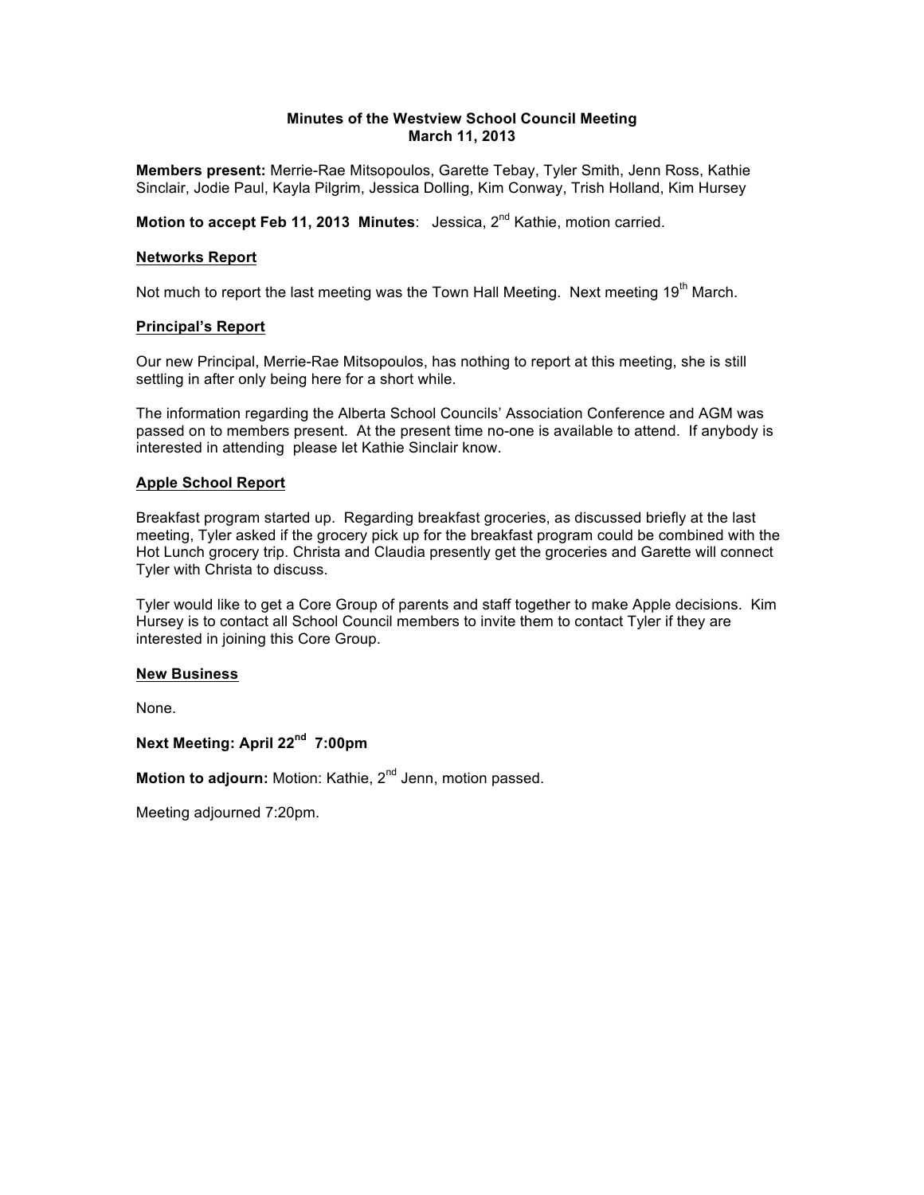**Minutes of the Westview School Council Meeting**
**March 11, 2013**

**Members present:** Merrie-Rae Mitsopoulos, Garette Tebay, Tyler Smith, Jenn Ross, Kathie Sinclair, Jodie Paul, Kayla Pilgrim, Jessica Dolling, Kim Conway, Trish Holland, Kim Hursey

**Motion to accept Feb 11, 2013 Minutes**: Jessica, 2nd Kathie, motion carried.

## Networks Report

Not much to report the last meeting was the Town Hall Meeting. Next meeting 19th March.

## Principal's Report

Our new Principal, Merrie-Rae Mitsopoulos, has nothing to report at this meeting, she is still settling in after only being here for a short while.

The information regarding the Alberta School Councils' Association Conference and AGM was passed on to members present. At the present time no-one is available to attend. If anybody is interested in attending please let Kathie Sinclair know.

## Apple School Report

Breakfast program started up. Regarding breakfast groceries, as discussed briefly at the last meeting, Tyler asked if the grocery pick up for the breakfast program could be combined with the Hot Lunch grocery trip. Christa and Claudia presently get the groceries and Garette will connect Tyler with Christa to discuss.

Tyler would like to get a Core Group of parents and staff together to make Apple decisions. Kim Hursey is to contact all School Council members to invite them to contact Tyler if they are interested in joining this Core Group.

## New Business

None.

**Next Meeting: April 22nd 7:00pm**

**Motion to adjourn:** Motion: Kathie, 2nd Jenn, motion passed.

Meeting adjourned 7:20pm.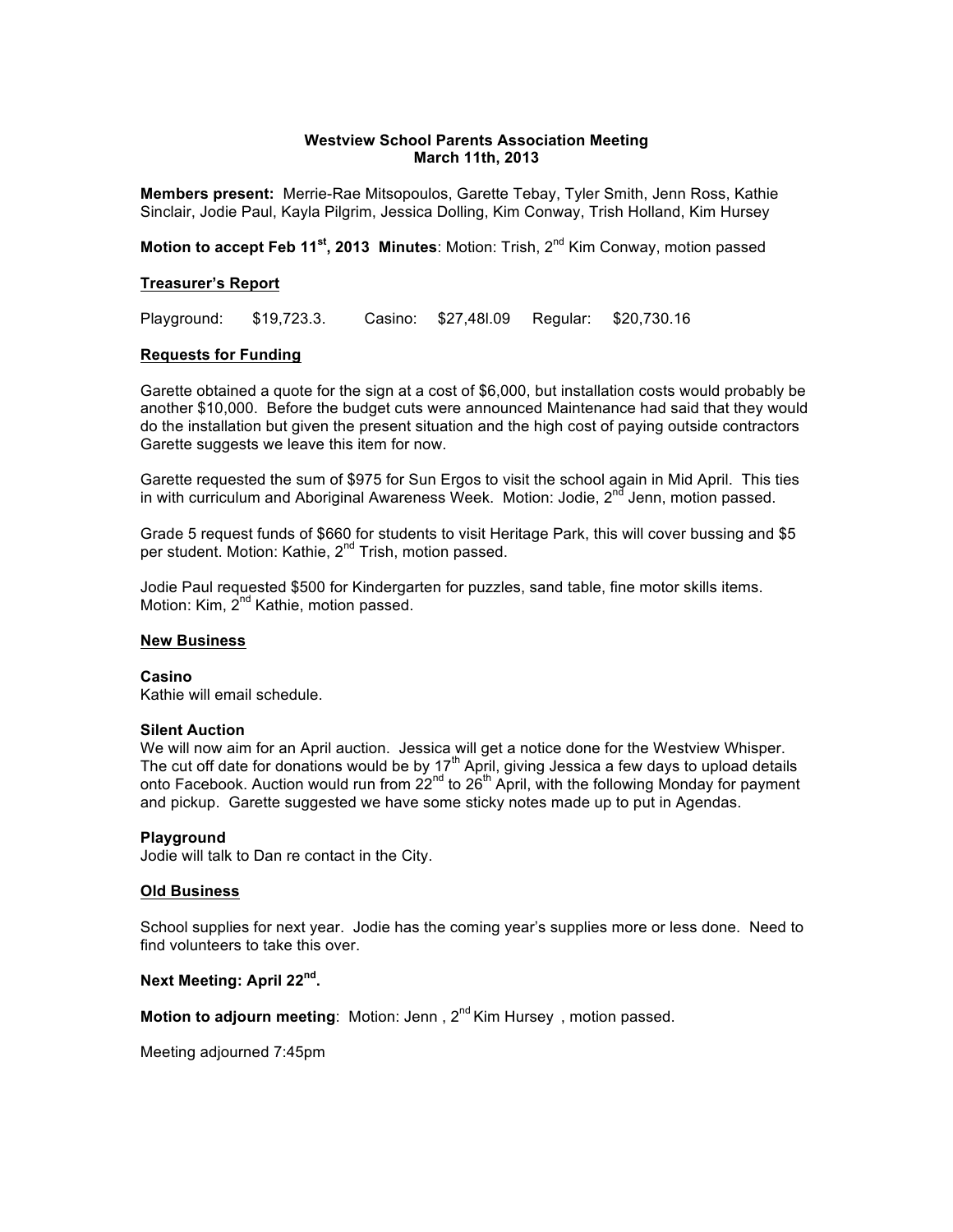**Westview School Parents Association Meeting**
**March 11th, 2013**

**Members present:** Merrie-Rae Mitsopoulos, Garette Tebay, Tyler Smith, Jenn Ross, Kathie Sinclair, Jodie Paul, Kayla Pilgrim, Jessica Dolling, Kim Conway, Trish Holland, Kim Hursey

**Motion to accept Feb 11st, 2013 Minutes**: Motion: Trish, 2nd Kim Conway, motion passed

## Treasurer's Report

Playground: $19,723.3. Casino: $27,48l.09 Regular: $20,730.16

## Requests for Funding

Garette obtained a quote for the sign at a cost of $6,000, but installation costs would probably be another $10,000. Before the budget cuts were announced Maintenance had said that they would do the installation but given the present situation and the high cost of paying outside contractors Garette suggests we leave this item for now.

Garette requested the sum of $975 for Sun Ergos to visit the school again in Mid April. This ties in with curriculum and Aboriginal Awareness Week. Motion: Jodie, 2nd Jenn, motion passed.

Grade 5 request funds of $660 for students to visit Heritage Park, this will cover bussing and $5 per student. Motion: Kathie, 2nd Trish, motion passed.

Jodie Paul requested $500 for Kindergarten for puzzles, sand table, fine motor skills items. Motion: Kim, 2nd Kathie, motion passed.

## New Business

**Casino**
Kathie will email schedule.

**Silent Auction**
We will now aim for an April auction. Jessica will get a notice done for the Westview Whisper. The cut off date for donations would be by 17th April, giving Jessica a few days to upload details onto Facebook. Auction would run from 22nd to 26th April, with the following Monday for payment and pickup. Garette suggested we have some sticky notes made up to put in Agendas.

**Playground**
Jodie will talk to Dan re contact in the City.

## Old Business

School supplies for next year. Jodie has the coming year's supplies more or less done. Need to find volunteers to take this over.

**Next Meeting: April 22nd.**

**Motion to adjourn meeting**: Motion: Jenn , 2nd Kim Hursey , motion passed.

Meeting adjourned 7:45pm